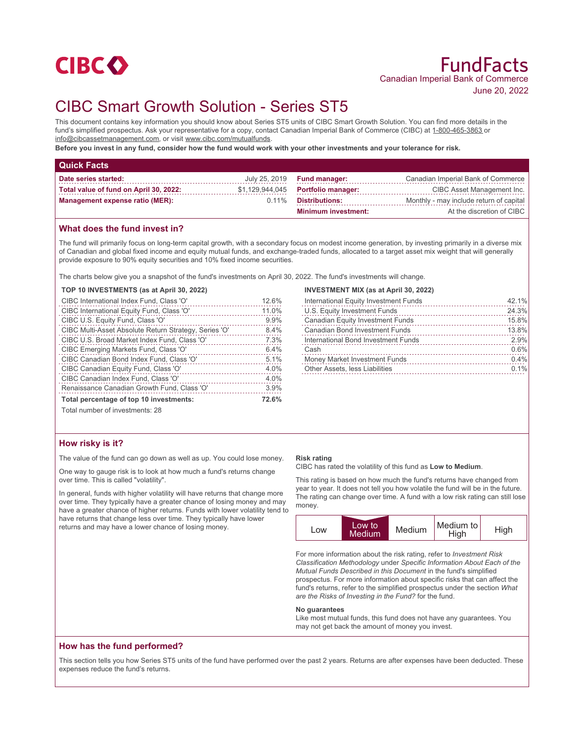CIBC

# FundFacts

Canadian Imperial Bank of Commerce

June 20, 2022

# CIBC Smart Growth Solution - Series ST5

This document contains key information you should know about Series ST5 units of CIBC Smart Growth Solution. You can find more details in the fund's simplified prospectus. Ask your representative for a copy, contact Canadian Imperial Bank of Commerce (CIBC) at 1-800-465-3863 or info@cibcassetmanagement.com, or visit www.cibc.com/mutualfunds.

**Before you invest in any fund, consider how the fund would work with your other investments and your tolerance for risk.**

## Quick Facts

| | | | |
|---|---|---|---|
| **Date series started:** | July 25, 2019 | **Fund manager:** | Canadian Imperial Bank of Commerce |
| **Total value of fund on April 30, 2022:** | $1,129,944,045 | **Portfolio manager:** | CIBC Asset Management Inc. |
| **Management expense ratio (MER):** | 0.11% | **Distributions:** | Monthly - may include return of capital |
| | | **Minimum investment:** | At the discretion of CIBC |

## What does the fund invest in?

The fund will primarily focus on long-term capital growth, with a secondary focus on modest income generation, by investing primarily in a diverse mix of Canadian and global fixed income and equity mutual funds, and exchange-traded funds, allocated to a target asset mix weight that will generally provide exposure to 90% equity securities and 10% fixed income securities.

The charts below give you a snapshot of the fund's investments on April 30, 2022. The fund's investments will change.

**TOP 10 INVESTMENTS (as at April 30, 2022)**

| | |
|---|---|
| CIBC International Index Fund, Class 'O' | 12.6% |
| CIBC International Equity Fund, Class 'O' | 11.0% |
| CIBC U.S. Equity Fund, Class 'O' | 9.9% |
| CIBC Multi-Asset Absolute Return Strategy, Series 'O' | 8.4% |
| CIBC U.S. Broad Market Index Fund, Class 'O' | 7.3% |
| CIBC Emerging Markets Fund, Class 'O' | 6.4% |
| CIBC Canadian Bond Index Fund, Class 'O' | 5.1% |
| CIBC Canadian Equity Fund, Class 'O' | 4.0% |
| CIBC Canadian Index Fund, Class 'O' | 4.0% |
| Renaissance Canadian Growth Fund, Class 'O' | 3.9% |
| **Total percentage of top 10 investments:** | **72.6%** |

Total number of investments: 28

**INVESTMENT MIX (as at April 30, 2022)**

| | |
|---|---|
| International Equity Investment Funds | 42.1% |
| U.S. Equity Investment Funds | 24.3% |
| Canadian Equity Investment Funds | 15.8% |
| Canadian Bond Investment Funds | 13.8% |
| International Bond Investment Funds | 2.9% |
| Cash | 0.6% |
| Money Market Investment Funds | 0.4% |
| Other Assets, less Liabilities | 0.1% |

## How risky is it?

The value of the fund can go down as well as up. You could lose money.

One way to gauge risk is to look at how much a fund's returns change over time. This is called "volatility".

In general, funds with higher volatility will have returns that change more over time. They typically have a greater chance of losing money and may have a greater chance of higher returns. Funds with lower volatility tend to have returns that change less over time. They typically have lower returns and may have a lower chance of losing money.

**Risk rating**

CIBC has rated the volatility of this fund as **Low to Medium**.

This rating is based on how much the fund's returns have changed from year to year. It does not tell you how volatile the fund will be in the future. The rating can change over time. A fund with a low risk rating can still lose money.

| Low | **Low to Medium** | Medium | Medium to High | High |
|---|---|---|---|---|

For more information about the risk rating, refer to *Investment Risk Classification Methodology* under *Specific Information About Each of the Mutual Funds Described in this Document* in the fund's simplified prospectus. For more information about specific risks that can affect the fund's returns, refer to the simplified prospectus under the section *What are the Risks of Investing in the Fund?* for the fund.

**No guarantees**

Like most mutual funds, this fund does not have any guarantees. You may not get back the amount of money you invest.

## How has the fund performed?

This section tells you how Series ST5 units of the fund have performed over the past 2 years. Returns are after expenses have been deducted. These expenses reduce the fund's returns.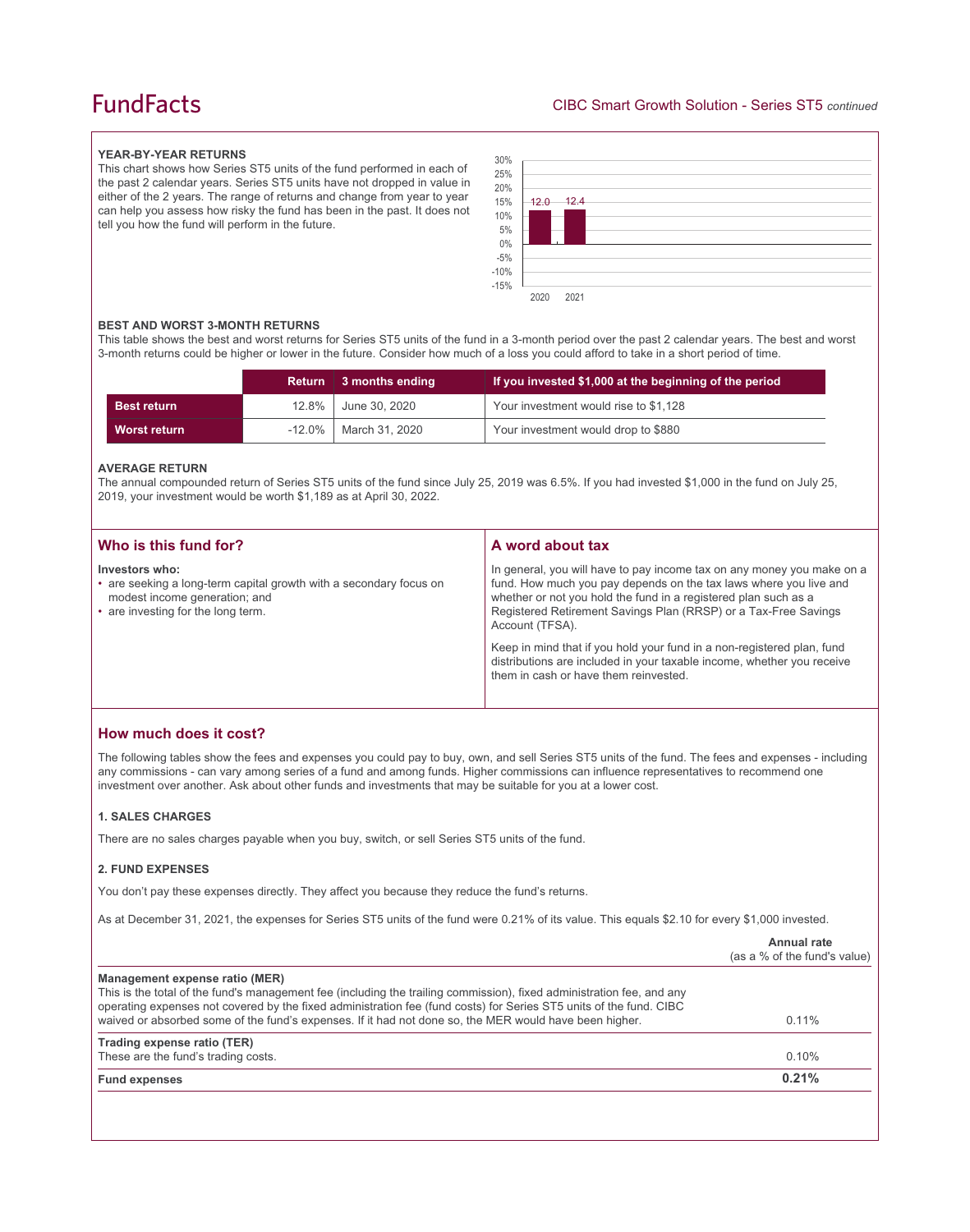#### YEAR-BY-YEAR RETURNS

This chart shows how Series ST5 units of the fund performed in each of the past 2 calendar years. Series ST5 units have not dropped in value in either of the 2 years. The range of returns and change from year to year can help you assess how risky the fund has been in the past. It does not tell you how the fund will perform in the future.

| Year | Return (%) |
|---|---|
| 2020 | 12.0 |
| 2021 | 12.4 |

#### BEST AND WORST 3-MONTH RETURNS

This table shows the best and worst returns for Series ST5 units of the fund in a 3-month period over the past 2 calendar years. The best and worst 3-month returns could be higher or lower in the future. Consider how much of a loss you could afford to take in a short period of time.

| | Return | 3 months ending | If you invested $1,000 at the beginning of the period |
|---|---|---|---|
| **Best return** | 12.8% | June 30, 2020 | Your investment would rise to $1,128 |
| **Worst return** | -12.0% | March 31, 2020 | Your investment would drop to $880 |

#### AVERAGE RETURN

The annual compounded return of Series ST5 units of the fund since July 25, 2019 was 6.5%. If you had invested $1,000 in the fund on July 25, 2019, your investment would be worth $1,189 as at April 30, 2022.

## Who is this fund for?

**Investors who:**

- are seeking a long-term capital growth with a secondary focus on modest income generation; and
- are investing for the long term.

## A word about tax

In general, you will have to pay income tax on any money you make on a fund. How much you pay depends on the tax laws where you live and whether or not you hold the fund in a registered plan such as a Registered Retirement Savings Plan (RRSP) or a Tax-Free Savings Account (TFSA).

Keep in mind that if you hold your fund in a non-registered plan, fund distributions are included in your taxable income, whether you receive them in cash or have them reinvested.

## How much does it cost?

The following tables show the fees and expenses you could pay to buy, own, and sell Series ST5 units of the fund. The fees and expenses - including any commissions - can vary among series of a fund and among funds. Higher commissions can influence representatives to recommend one investment over another. Ask about other funds and investments that may be suitable for you at a lower cost.

#### 1. SALES CHARGES

There are no sales charges payable when you buy, switch, or sell Series ST5 units of the fund.

#### 2. FUND EXPENSES

You don't pay these expenses directly. They affect you because they reduce the fund's returns.

As at December 31, 2021, the expenses for Series ST5 units of the fund were 0.21% of its value. This equals $2.10 for every $1,000 invested.

| | Annual rate (as a % of the fund's value) |
|---|---|
| **Management expense ratio (MER)**<br>This is the total of the fund's management fee (including the trailing commission), fixed administration fee, and any operating expenses not covered by the fixed administration fee (fund costs) for Series ST5 units of the fund. CIBC waived or absorbed some of the fund's expenses. If it had not done so, the MER would have been higher. | 0.11% |
| **Trading expense ratio (TER)**<br>These are the fund's trading costs. | 0.10% |
| **Fund expenses** | **0.21%** |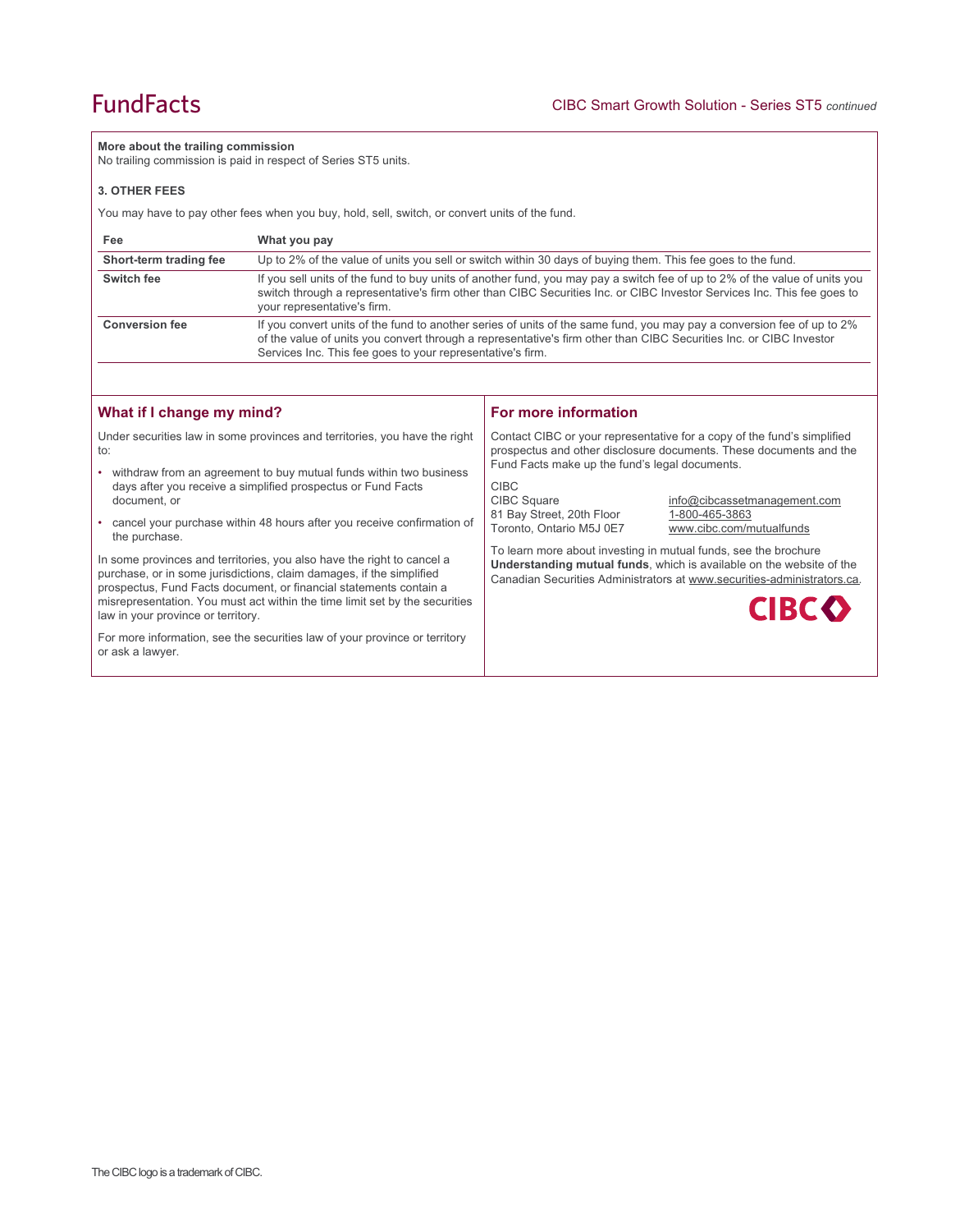**More about the trailing commission**
No trailing commission is paid in respect of Series ST5 units.

**3. OTHER FEES**

You may have to pay other fees when you buy, hold, sell, switch, or convert units of the fund.

| Fee | What you pay |
|---|---|
| **Short-term trading fee** | Up to 2% of the value of units you sell or switch within 30 days of buying them. This fee goes to the fund. |
| **Switch fee** | If you sell units of the fund to buy units of another fund, you may pay a switch fee of up to 2% of the value of units you switch through a representative's firm other than CIBC Securities Inc. or CIBC Investor Services Inc. This fee goes to your representative's firm. |
| **Conversion fee** | If you convert units of the fund to another series of units of the same fund, you may pay a conversion fee of up to 2% of the value of units you convert through a representative's firm other than CIBC Securities Inc. or CIBC Investor Services Inc. This fee goes to your representative's firm. |

## What if I change my mind?

Under securities law in some provinces and territories, you have the right to:

- withdraw from an agreement to buy mutual funds within two business days after you receive a simplified prospectus or Fund Facts document, or
- cancel your purchase within 48 hours after you receive confirmation of the purchase.

In some provinces and territories, you also have the right to cancel a purchase, or in some jurisdictions, claim damages, if the simplified prospectus, Fund Facts document, or financial statements contain a misrepresentation. You must act within the time limit set by the securities law in your province or territory.

For more information, see the securities law of your province or territory or ask a lawyer.

## For more information

Contact CIBC or your representative for a copy of the fund's simplified prospectus and other disclosure documents. These documents and the Fund Facts make up the fund's legal documents.

CIBC
CIBC Square
81 Bay Street, 20th Floor
Toronto, Ontario M5J 0E7

info@cibcassetmanagement.com
1-800-465-3863
www.cibc.com/mutualfunds

To learn more about investing in mutual funds, see the brochure **Understanding mutual funds**, which is available on the website of the Canadian Securities Administrators at www.securities-administrators.ca.

The CIBC logo is a trademark of CIBC.